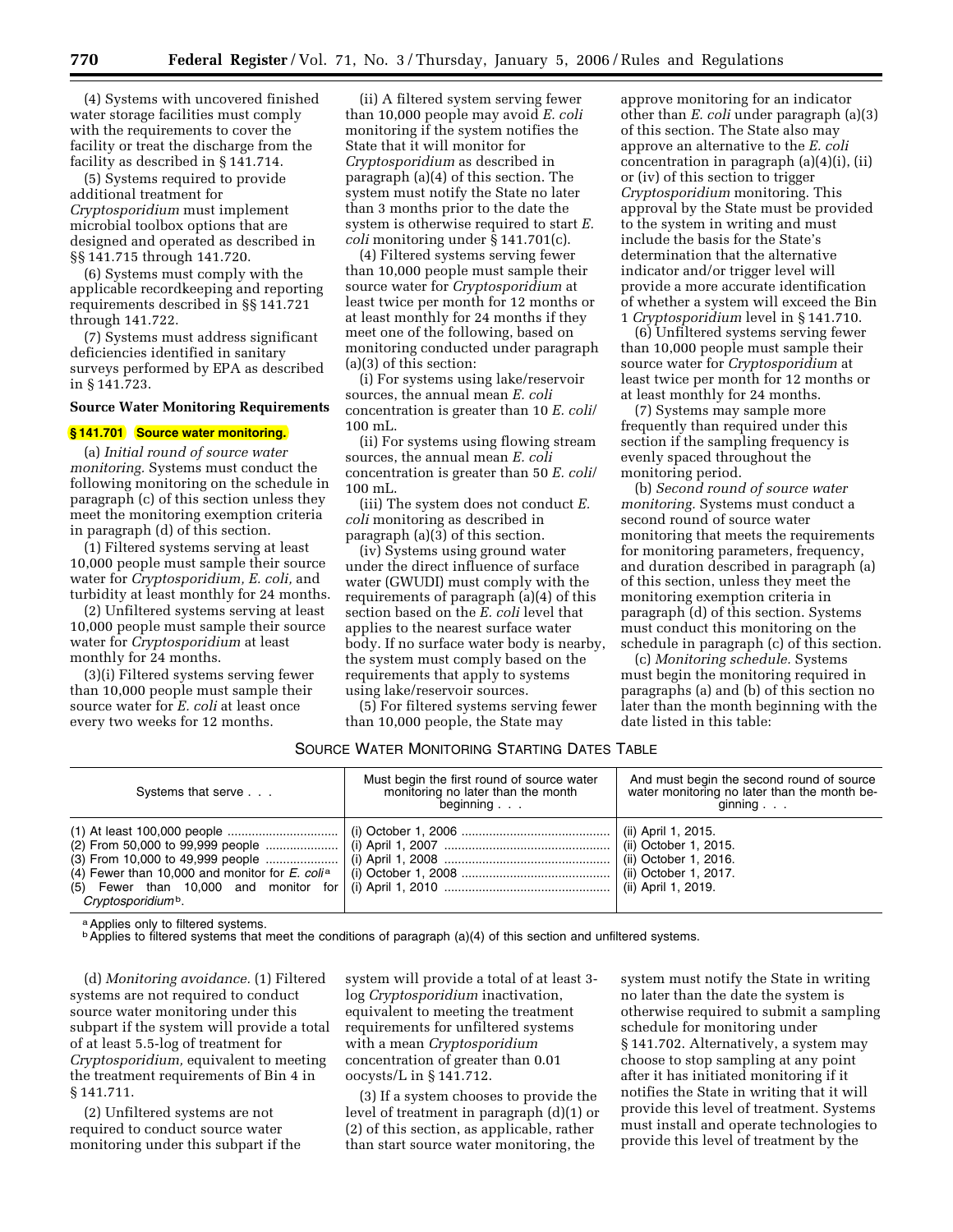(4) Systems with uncovered finished water storage facilities must comply with the requirements to cover the facility or treat the discharge from the facility as described in § 141.714.

(5) Systems required to provide additional treatment for *Cryptosporidium* must implement microbial toolbox options that are designed and operated as described in §§ 141.715 through 141.720.

(6) Systems must comply with the applicable recordkeeping and reporting requirements described in §§ 141.721 through 141.722.

(7) Systems must address significant deficiencies identified in sanitary surveys performed by EPA as described in § 141.723.

**Source Water Monitoring Requirements**

**§ 141.701 Source water monitoring.**

(a) *Initial round of source water monitoring.* Systems must conduct the following monitoring on the schedule in paragraph (c) of this section unless they meet the monitoring exemption criteria in paragraph (d) of this section.

(1) Filtered systems serving at least 10,000 people must sample their source water for *Cryptosporidium, E. coli,* and turbidity at least monthly for 24 months.

(2) Unfiltered systems serving at least 10,000 people must sample their source water for *Cryptosporidium* at least monthly for 24 months.

(3)(i) Filtered systems serving fewer than 10,000 people must sample their source water for *E. coli* at least once every two weeks for 12 months.

(ii) A filtered system serving fewer than 10,000 people may avoid *E. coli* monitoring if the system notifies the State that it will monitor for *Cryptosporidium* as described in paragraph (a)(4) of this section. The system must notify the State no later than 3 months prior to the date the system is otherwise required to start *E. coli* monitoring under § 141.701(c).

(4) Filtered systems serving fewer than 10,000 people must sample their source water for *Cryptosporidium* at least twice per month for 12 months or at least monthly for 24 months if they meet one of the following, based on monitoring conducted under paragraph (a)(3) of this section:

(i) For systems using lake/reservoir sources, the annual mean *E. coli* concentration is greater than 10 *E. coli*/100 mL.

(ii) For systems using flowing stream sources, the annual mean *E. coli* concentration is greater than 50 *E. coli*/100 mL.

(iii) The system does not conduct *E. coli* monitoring as described in paragraph (a)(3) of this section.

(iv) Systems using ground water under the direct influence of surface water (GWUDI) must comply with the requirements of paragraph (a)(4) of this section based on the *E. coli* level that applies to the nearest surface water body. If no surface water body is nearby, the system must comply based on the requirements that apply to systems using lake/reservoir sources.

(5) For filtered systems serving fewer than 10,000 people, the State may approve monitoring for an indicator other than *E. coli* under paragraph (a)(3) of this section. The State also may approve an alternative to the *E. coli* concentration in paragraph (a)(4)(i), (ii) or (iv) of this section to trigger *Cryptosporidium* monitoring. This approval by the State must be provided to the system in writing and must include the basis for the State's determination that the alternative indicator and/or trigger level will provide a more accurate identification of whether a system will exceed the Bin 1 *Cryptosporidium* level in § 141.710.

(6) Unfiltered systems serving fewer than 10,000 people must sample their source water for *Cryptosporidium* at least twice per month for 12 months or at least monthly for 24 months.

(7) Systems may sample more frequently than required under this section if the sampling frequency is evenly spaced throughout the monitoring period.

(b) *Second round of source water monitoring.* Systems must conduct a second round of source water monitoring that meets the requirements for monitoring parameters, frequency, and duration described in paragraph (a) of this section, unless they meet the monitoring exemption criteria in paragraph (d) of this section. Systems must conduct this monitoring on the schedule in paragraph (c) of this section.

(c) *Monitoring schedule.* Systems must begin the monitoring required in paragraphs (a) and (b) of this section no later than the month beginning with the date listed in this table:

SOURCE WATER MONITORING STARTING DATES TABLE

| Systems that serve . . . | Must begin the first round of source water monitoring no later than the month beginning . . . | And must begin the second round of source water monitoring no later than the month beginning . . . |
|---|---|---|
| (1) At least 100,000 people | (i) October 1, 2006 | (ii) April 1, 2015. |
| (2) From 50,000 to 99,999 people | (i) April 1, 2007 | (ii) October 1, 2015. |
| (3) From 10,000 to 49,999 people | (i) April 1, 2008 | (ii) October 1, 2016. |
| (4) Fewer than 10,000 and monitor for *E. coli*[a] | (i) October 1, 2008 | (ii) October 1, 2017. |
| (5) Fewer than 10,000 and monitor for *Cryptosporidium*[b]. | (i) April 1, 2010 | (ii) April 1, 2019. |

[a] Applies only to filtered systems.
[b] Applies to filtered systems that meet the conditions of paragraph (a)(4) of this section and unfiltered systems.

(d) *Monitoring avoidance.* (1) Filtered systems are not required to conduct source water monitoring under this subpart if the system will provide a total of at least 5.5-log of treatment for *Cryptosporidium,* equivalent to meeting the treatment requirements of Bin 4 in § 141.711.

(2) Unfiltered systems are not required to conduct source water monitoring under this subpart if the system will provide a total of at least 3-log *Cryptosporidium* inactivation, equivalent to meeting the treatment requirements for unfiltered systems with a mean *Cryptosporidium* concentration of greater than 0.01 oocysts/L in § 141.712.

(3) If a system chooses to provide the level of treatment in paragraph (d)(1) or (2) of this section, as applicable, rather than start source water monitoring, the system must notify the State in writing no later than the date the system is otherwise required to submit a sampling schedule for monitoring under § 141.702. Alternatively, a system may choose to stop sampling at any point after it has initiated monitoring if it notifies the State in writing that it will provide this level of treatment. Systems must install and operate technologies to provide this level of treatment by the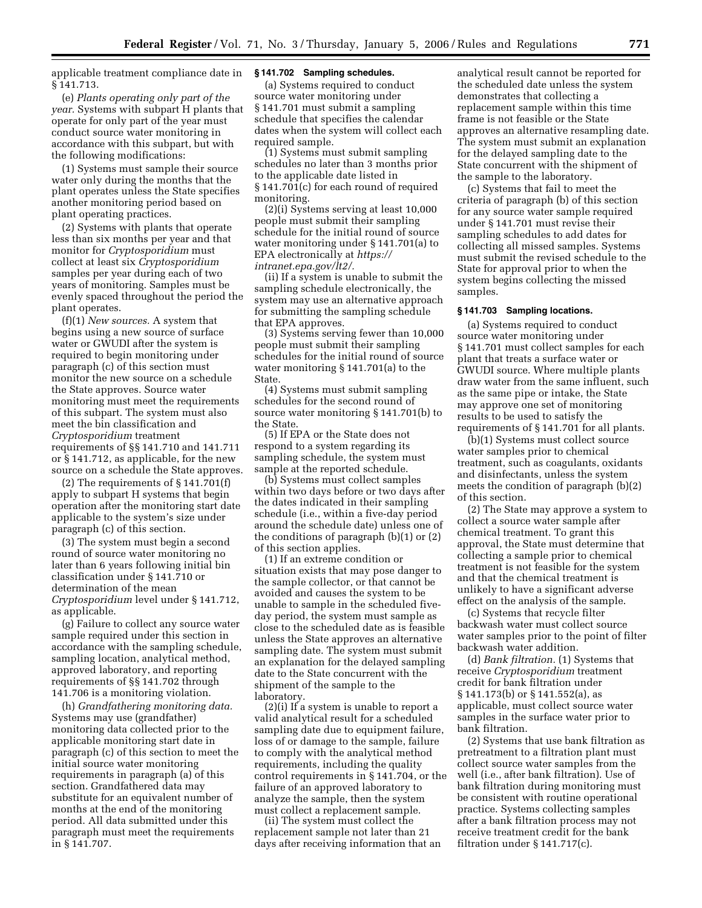applicable treatment compliance date in § 141.713.

(e) *Plants operating only part of the year.* Systems with subpart H plants that operate for only part of the year must conduct source water monitoring in accordance with this subpart, but with the following modifications:

(1) Systems must sample their source water only during the months that the plant operates unless the State specifies another monitoring period based on plant operating practices.

(2) Systems with plants that operate less than six months per year and that monitor for *Cryptosporidium* must collect at least six *Cryptosporidium* samples per year during each of two years of monitoring. Samples must be evenly spaced throughout the period the plant operates.

(f)(1) *New sources.* A system that begins using a new source of surface water or GWUDI after the system is required to begin monitoring under paragraph (c) of this section must monitor the new source on a schedule the State approves. Source water monitoring must meet the requirements of this subpart. The system must also meet the bin classification and *Cryptosporidium* treatment requirements of §§ 141.710 and 141.711 or § 141.712, as applicable, for the new source on a schedule the State approves.

(2) The requirements of § 141.701(f) apply to subpart H systems that begin operation after the monitoring start date applicable to the system's size under paragraph (c) of this section.

(3) The system must begin a second round of source water monitoring no later than 6 years following initial bin classification under § 141.710 or determination of the mean *Cryptosporidium* level under § 141.712, as applicable.

(g) Failure to collect any source water sample required under this section in accordance with the sampling schedule, sampling location, analytical method, approved laboratory, and reporting requirements of §§ 141.702 through 141.706 is a monitoring violation.

(h) *Grandfathering monitoring data.* Systems may use (grandfather) monitoring data collected prior to the applicable monitoring start date in paragraph (c) of this section to meet the initial source water monitoring requirements in paragraph (a) of this section. Grandfathered data may substitute for an equivalent number of months at the end of the monitoring period. All data submitted under this paragraph must meet the requirements in § 141.707.

**§ 141.702 Sampling schedules.**

(a) Systems required to conduct source water monitoring under § 141.701 must submit a sampling schedule that specifies the calendar dates when the system will collect each required sample.

(1) Systems must submit sampling schedules no later than 3 months prior to the applicable date listed in § 141.701(c) for each round of required monitoring.

(2)(i) Systems serving at least 10,000 people must submit their sampling schedule for the initial round of source water monitoring under § 141.701(a) to EPA electronically at *https://intranet.epa.gov/lt2/.*

(ii) If a system is unable to submit the sampling schedule electronically, the system may use an alternative approach for submitting the sampling schedule that EPA approves.

(3) Systems serving fewer than 10,000 people must submit their sampling schedules for the initial round of source water monitoring § 141.701(a) to the State.

(4) Systems must submit sampling schedules for the second round of source water monitoring § 141.701(b) to the State.

(5) If EPA or the State does not respond to a system regarding its sampling schedule, the system must sample at the reported schedule.

(b) Systems must collect samples within two days before or two days after the dates indicated in their sampling schedule (i.e., within a five-day period around the schedule date) unless one of the conditions of paragraph (b)(1) or (2) of this section applies.

(1) If an extreme condition or situation exists that may pose danger to the sample collector, or that cannot be avoided and causes the system to be unable to sample in the scheduled five-day period, the system must sample as close to the scheduled date as is feasible unless the State approves an alternative sampling date. The system must submit an explanation for the delayed sampling date to the State concurrent with the shipment of the sample to the laboratory.

(2)(i) If a system is unable to report a valid analytical result for a scheduled sampling date due to equipment failure, loss of or damage to the sample, failure to comply with the analytical method requirements, including the quality control requirements in § 141.704, or the failure of an approved laboratory to analyze the sample, then the system must collect a replacement sample.

(ii) The system must collect the replacement sample not later than 21 days after receiving information that an analytical result cannot be reported for the scheduled date unless the system demonstrates that collecting a replacement sample within this time frame is not feasible or the State approves an alternative resampling date. The system must submit an explanation for the delayed sampling date to the State concurrent with the shipment of the sample to the laboratory.

(c) Systems that fail to meet the criteria of paragraph (b) of this section for any source water sample required under § 141.701 must revise their sampling schedules to add dates for collecting all missed samples. Systems must submit the revised schedule to the State for approval prior to when the system begins collecting the missed samples.

**§ 141.703 Sampling locations.**

(a) Systems required to conduct source water monitoring under § 141.701 must collect samples for each plant that treats a surface water or GWUDI source. Where multiple plants draw water from the same influent, such as the same pipe or intake, the State may approve one set of monitoring results to be used to satisfy the requirements of § 141.701 for all plants.

(b)(1) Systems must collect source water samples prior to chemical treatment, such as coagulants, oxidants and disinfectants, unless the system meets the condition of paragraph (b)(2) of this section.

(2) The State may approve a system to collect a source water sample after chemical treatment. To grant this approval, the State must determine that collecting a sample prior to chemical treatment is not feasible for the system and that the chemical treatment is unlikely to have a significant adverse effect on the analysis of the sample.

(c) Systems that recycle filter backwash water must collect source water samples prior to the point of filter backwash water addition.

(d) *Bank filtration.* (1) Systems that receive *Cryptosporidium* treatment credit for bank filtration under § 141.173(b) or § 141.552(a), as applicable, must collect source water samples in the surface water prior to bank filtration.

(2) Systems that use bank filtration as pretreatment to a filtration plant must collect source water samples from the well (i.e., after bank filtration). Use of bank filtration during monitoring must be consistent with routine operational practice. Systems collecting samples after a bank filtration process may not receive treatment credit for the bank filtration under § 141.717(c).